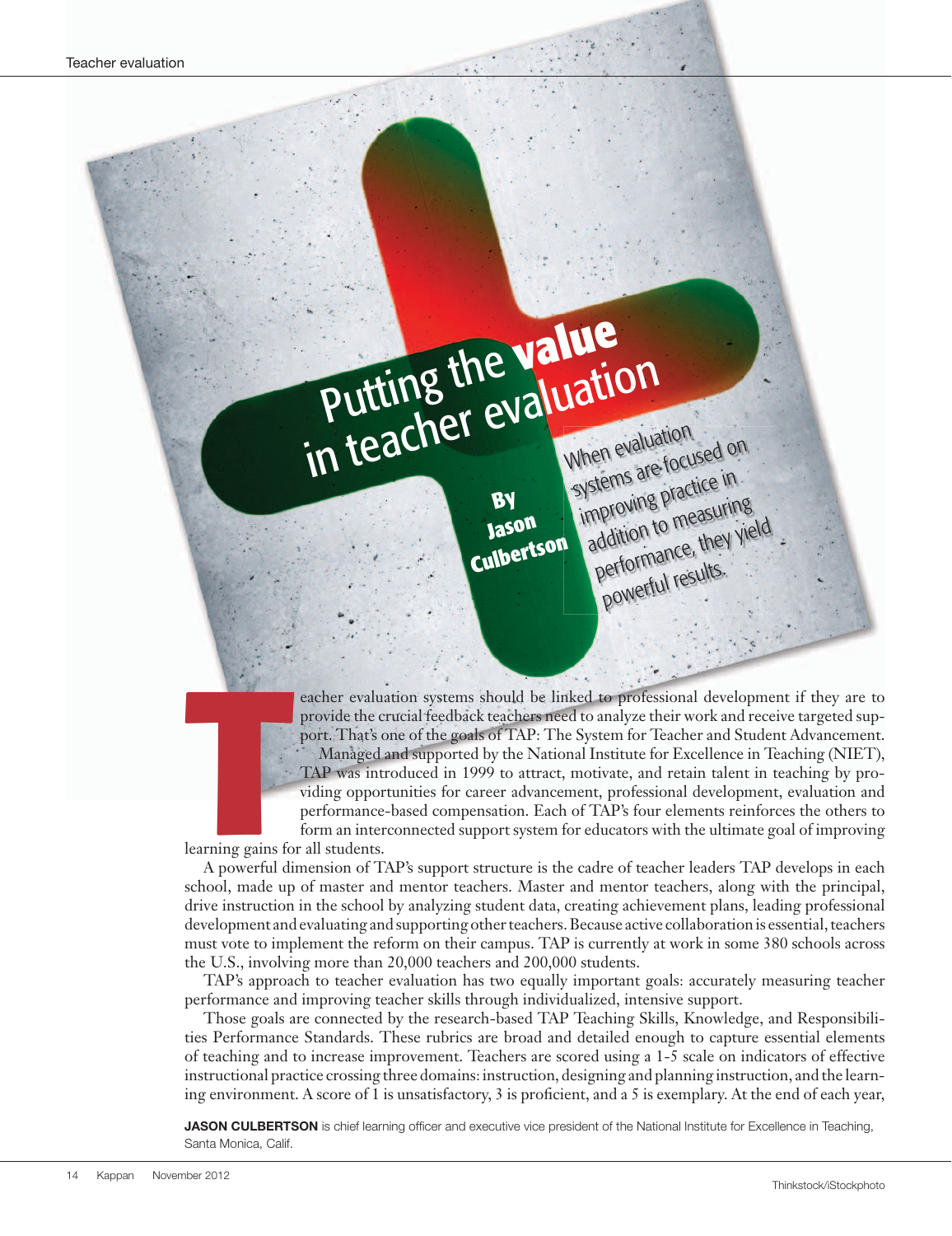# Putting the value in teacher evaluation

When evaluation systems are focused on improving practice in addition to measuring performance, they yield powerful results.

By Jason Culbertson

Teacher evaluation systems should be linked to professional development if they are to provide the crucial feedback teachers need to analyze their work and receive targeted support. That's one of the goals of TAP: The System for Teacher and Student Advancement.

Managed and supported by the National Institute for Excellence in Teaching (NIET), TAP was introduced in 1999 to attract, motivate, and retain talent in teaching by providing opportunities for career advancement, professional development, evaluation and performance-based compensation. Each of TAP's four elements reinforces the others to form an interconnected support system for educators with the ultimate goal of improving learning gains for all students.

A powerful dimension of TAP's support structure is the cadre of teacher leaders TAP develops in each school, made up of master and mentor teachers. Master and mentor teachers, along with the principal, drive instruction in the school by analyzing student data, creating achievement plans, leading professional development and evaluating and supporting other teachers. Because active collaboration is essential, teachers must vote to implement the reform on their campus. TAP is currently at work in some 380 schools across the U.S., involving more than 20,000 teachers and 200,000 students.

TAP's approach to teacher evaluation has two equally important goals: accurately measuring teacher performance and improving teacher skills through individualized, intensive support.

Those goals are connected by the research-based TAP Teaching Skills, Knowledge, and Responsibilities Performance Standards. These rubrics are broad and detailed enough to capture essential elements of teaching and to increase improvement. Teachers are scored using a 1-5 scale on indicators of effective instructional practice crossing three domains: instruction, designing and planning instruction, and the learning environment. A score of 1 is unsatisfactory, 3 is proficient, and a 5 is exemplary. At the end of each year,

**JASON CULBERTSON** is chief learning officer and executive vice president of the National Institute for Excellence in Teaching, Santa Monica, Calif.

Thinkstock/iStockphoto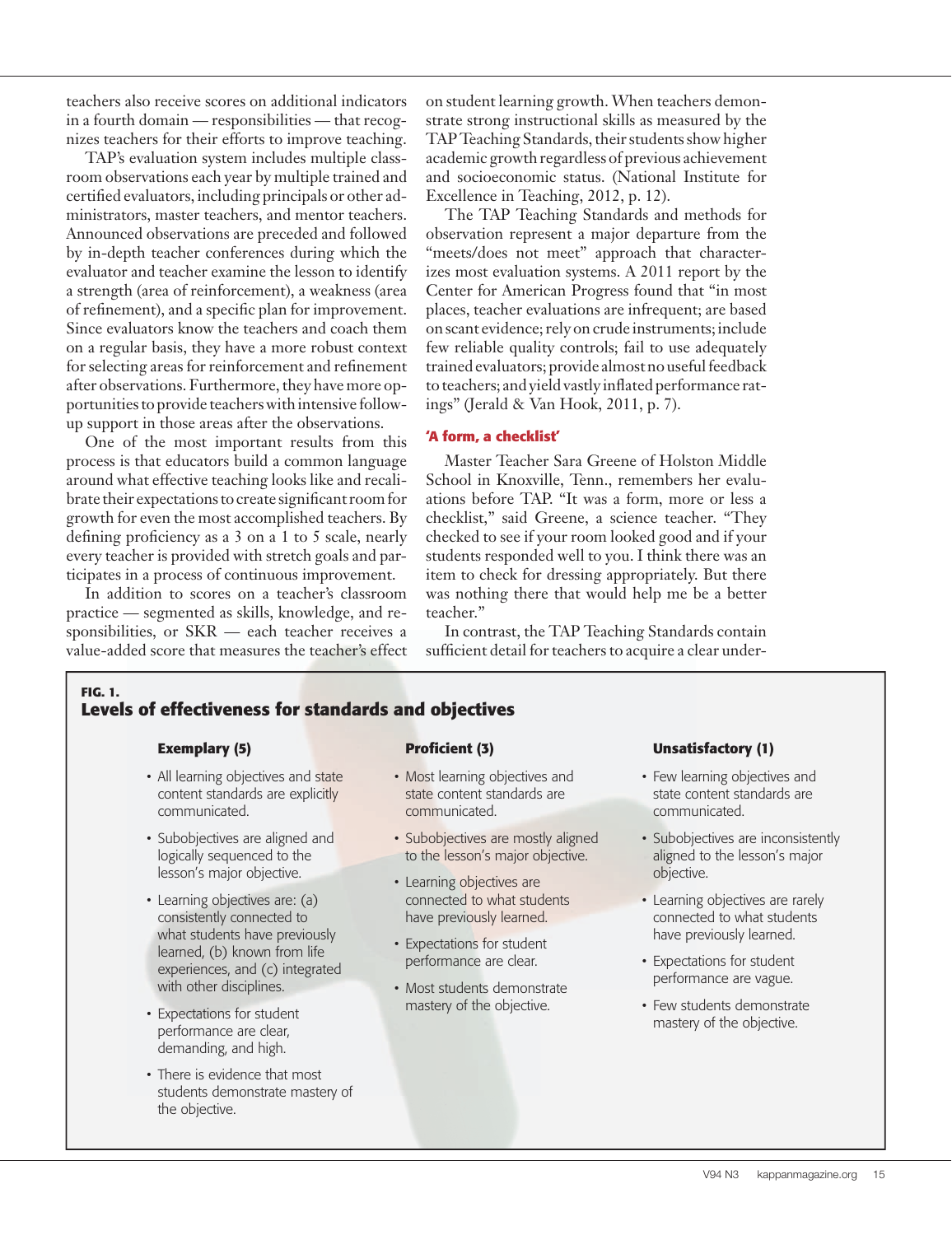teachers also receive scores on additional indicators in a fourth domain — responsibilities — that recognizes teachers for their efforts to improve teaching.

TAP's evaluation system includes multiple classroom observations each year by multiple trained and certified evaluators, including principals or other administrators, master teachers, and mentor teachers. Announced observations are preceded and followed by in-depth teacher conferences during which the evaluator and teacher examine the lesson to identify a strength (area of reinforcement), a weakness (area of refinement), and a specific plan for improvement. Since evaluators know the teachers and coach them on a regular basis, they have a more robust context for selecting areas for reinforcement and refinement after observations. Furthermore, they have more opportunities to provide teachers with intensive follow-up support in those areas after the observations.

One of the most important results from this process is that educators build a common language around what effective teaching looks like and recalibrate their expectations to create significant room for growth for even the most accomplished teachers. By defining proficiency as a 3 on a 1 to 5 scale, nearly every teacher is provided with stretch goals and participates in a process of continuous improvement.

In addition to scores on a teacher's classroom practice — segmented as skills, knowledge, and responsibilities, or SKR — each teacher receives a value-added score that measures the teacher's effect on student learning growth. When teachers demonstrate strong instructional skills as measured by the TAP Teaching Standards, their students show higher academic growth regardless of previous achievement and socioeconomic status. (National Institute for Excellence in Teaching, 2012, p. 12).

The TAP Teaching Standards and methods for observation represent a major departure from the "meets/does not meet" approach that characterizes most evaluation systems. A 2011 report by the Center for American Progress found that "in most places, teacher evaluations are infrequent; are based on scant evidence; rely on crude instruments; include few reliable quality controls; fail to use adequately trained evaluators; provide almost no useful feedback to teachers; and yield vastly inflated performance ratings" (Jerald & Van Hook, 2011, p. 7).

### 'A form, a checklist'

Master Teacher Sara Greene of Holston Middle School in Knoxville, Tenn., remembers her evaluations before TAP. "It was a form, more or less a checklist," said Greene, a science teacher. "They checked to see if your room looked good and if your students responded well to you. I think there was an item to check for dressing appropriately. But there was nothing there that would help me be a better teacher."

In contrast, the TAP Teaching Standards contain sufficient detail for teachers to acquire a clear under-

**FIG. 1.**

**Levels of effectiveness for standards and objectives**

**Exemplary (5)**

- All learning objectives and state content standards are explicitly communicated.
- Subobjectives are aligned and logically sequenced to the lesson's major objective.
- Learning objectives are: (a) consistently connected to what students have previously learned, (b) known from life experiences, and (c) integrated with other disciplines.
- Expectations for student performance are clear, demanding, and high.
- There is evidence that most students demonstrate mastery of the objective.

**Proficient (3)**

- Most learning objectives and state content standards are communicated.
- Subobjectives are mostly aligned to the lesson's major objective.
- Learning objectives are connected to what students have previously learned.
- Expectations for student performance are clear.
- Most students demonstrate mastery of the objective.

**Unsatisfactory (1)**

- Few learning objectives and state content standards are communicated.
- Subobjectives are inconsistently aligned to the lesson's major objective.
- Learning objectives are rarely connected to what students have previously learned.
- Expectations for student performance are vague.
- Few students demonstrate mastery of the objective.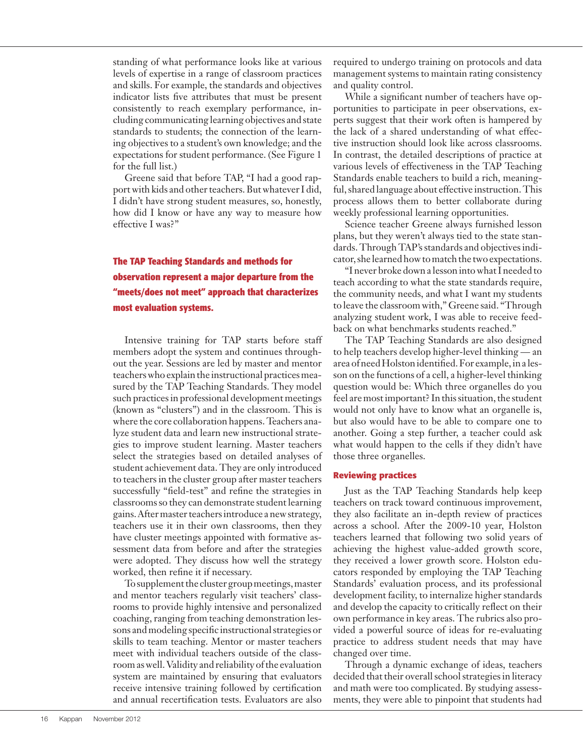standing of what performance looks like at various levels of expertise in a range of classroom practices and skills. For example, the standards and objectives indicator lists five attributes that must be present consistently to reach exemplary performance, including communicating learning objectives and state standards to students; the connection of the learning objectives to a student's own knowledge; and the expectations for student performance. (See Figure 1 for the full list.)

Greene said that before TAP, "I had a good rapport with kids and other teachers. But whatever I did, I didn't have strong student measures, so, honestly, how did I know or have any way to measure how effective I was?"

**The TAP Teaching Standards and methods for observation represent a major departure from the "meets/does not meet" approach that characterizes most evaluation systems.**

Intensive training for TAP starts before staff members adopt the system and continues throughout the year. Sessions are led by master and mentor teachers who explain the instructional practices measured by the TAP Teaching Standards. They model such practices in professional development meetings (known as "clusters") and in the classroom. This is where the core collaboration happens. Teachers analyze student data and learn new instructional strategies to improve student learning. Master teachers select the strategies based on detailed analyses of student achievement data. They are only introduced to teachers in the cluster group after master teachers successfully "field-test" and refine the strategies in classrooms so they can demonstrate student learning gains. After master teachers introduce a new strategy, teachers use it in their own classrooms, then they have cluster meetings appointed with formative assessment data from before and after the strategies were adopted. They discuss how well the strategy worked, then refine it if necessary.

To supplement the cluster group meetings, master and mentor teachers regularly visit teachers' classrooms to provide highly intensive and personalized coaching, ranging from teaching demonstration lessons and modeling specific instructional strategies or skills to team teaching. Mentor or master teachers meet with individual teachers outside of the classroom as well. Validity and reliability of the evaluation system are maintained by ensuring that evaluators receive intensive training followed by certification and annual recertification tests. Evaluators are also required to undergo training on protocols and data management systems to maintain rating consistency and quality control.

While a significant number of teachers have opportunities to participate in peer observations, experts suggest that their work often is hampered by the lack of a shared understanding of what effective instruction should look like across classrooms. In contrast, the detailed descriptions of practice at various levels of effectiveness in the TAP Teaching Standards enable teachers to build a rich, meaningful, shared language about effective instruction. This process allows them to better collaborate during weekly professional learning opportunities.

Science teacher Greene always furnished lesson plans, but they weren't always tied to the state standards. Through TAP's standards and objectives indicator, she learned how to match the two expectations.

"I never broke down a lesson into what I needed to teach according to what the state standards require, the community needs, and what I want my students to leave the classroom with," Greene said. "Through analyzing student work, I was able to receive feedback on what benchmarks students reached."

The TAP Teaching Standards are also designed to help teachers develop higher-level thinking — an area of need Holston identified. For example, in a lesson on the functions of a cell, a higher-level thinking question would be: Which three organelles do you feel are most important? In this situation, the student would not only have to know what an organelle is, but also would have to be able to compare one to another. Going a step further, a teacher could ask what would happen to the cells if they didn't have those three organelles.

## Reviewing practices

Just as the TAP Teaching Standards help keep teachers on track toward continuous improvement, they also facilitate an in-depth review of practices across a school. After the 2009-10 year, Holston teachers learned that following two solid years of achieving the highest value-added growth score, they received a lower growth score. Holston educators responded by employing the TAP Teaching Standards' evaluation process, and its professional development facility, to internalize higher standards and develop the capacity to critically reflect on their own performance in key areas. The rubrics also provided a powerful source of ideas for re-evaluating practice to address student needs that may have changed over time.

Through a dynamic exchange of ideas, teachers decided that their overall school strategies in literacy and math were too complicated. By studying assessments, they were able to pinpoint that students had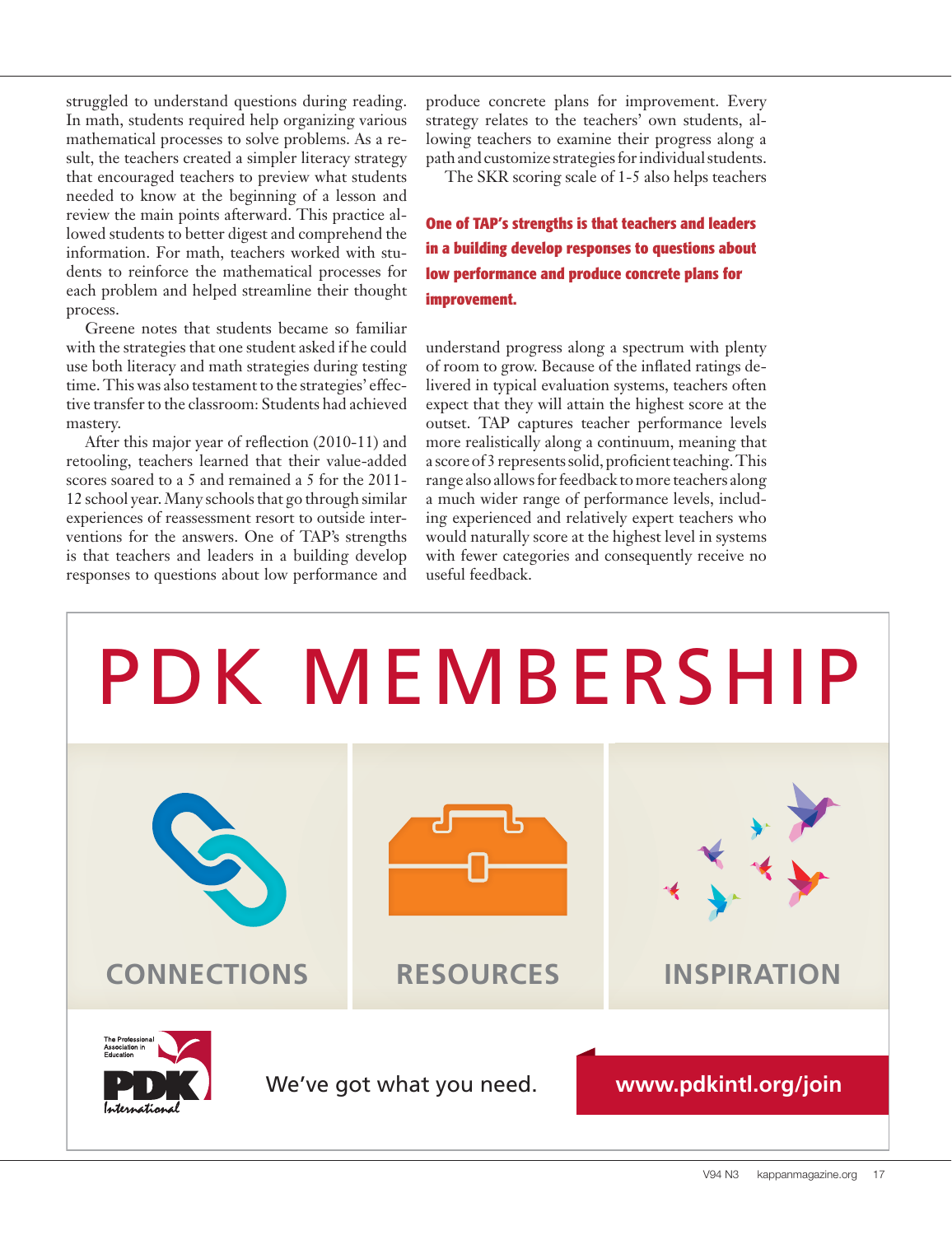struggled to understand questions during reading. In math, students required help organizing various mathematical processes to solve problems. As a result, the teachers created a simpler literacy strategy that encouraged teachers to preview what students needed to know at the beginning of a lesson and review the main points afterward. This practice allowed students to better digest and comprehend the information. For math, teachers worked with students to reinforce the mathematical processes for each problem and helped streamline their thought process.

Greene notes that students became so familiar with the strategies that one student asked if he could use both literacy and math strategies during testing time. This was also testament to the strategies' effective transfer to the classroom: Students had achieved mastery.

After this major year of reflection (2010-11) and retooling, teachers learned that their value-added scores soared to a 5 and remained a 5 for the 2011-12 school year. Many schools that go through similar experiences of reassessment resort to outside interventions for the answers. One of TAP's strengths is that teachers and leaders in a building develop responses to questions about low performance and produce concrete plans for improvement. Every strategy relates to the teachers' own students, allowing teachers to examine their progress along a path and customize strategies for individual students.

The SKR scoring scale of 1-5 also helps teachers understand progress along a spectrum with plenty of room to grow. Because of the inflated ratings delivered in typical evaluation systems, teachers often expect that they will attain the highest score at the outset. TAP captures teacher performance levels more realistically along a continuum, meaning that a score of 3 represents solid, proficient teaching. This range also allows for feedback to more teachers along a much wider range of performance levels, including experienced and relatively expert teachers who would naturally score at the highest level in systems with fewer categories and consequently receive no useful feedback.

**One of TAP's strengths is that teachers and leaders in a building develop responses to questions about low performance and produce concrete plans for improvement.**

# PDK MEMBERSHIP

CONNECTIONS

RESOURCES

INSPIRATION

The Professional Association in Education

PDK International

We've got what you need.

www.pdkintl.org/join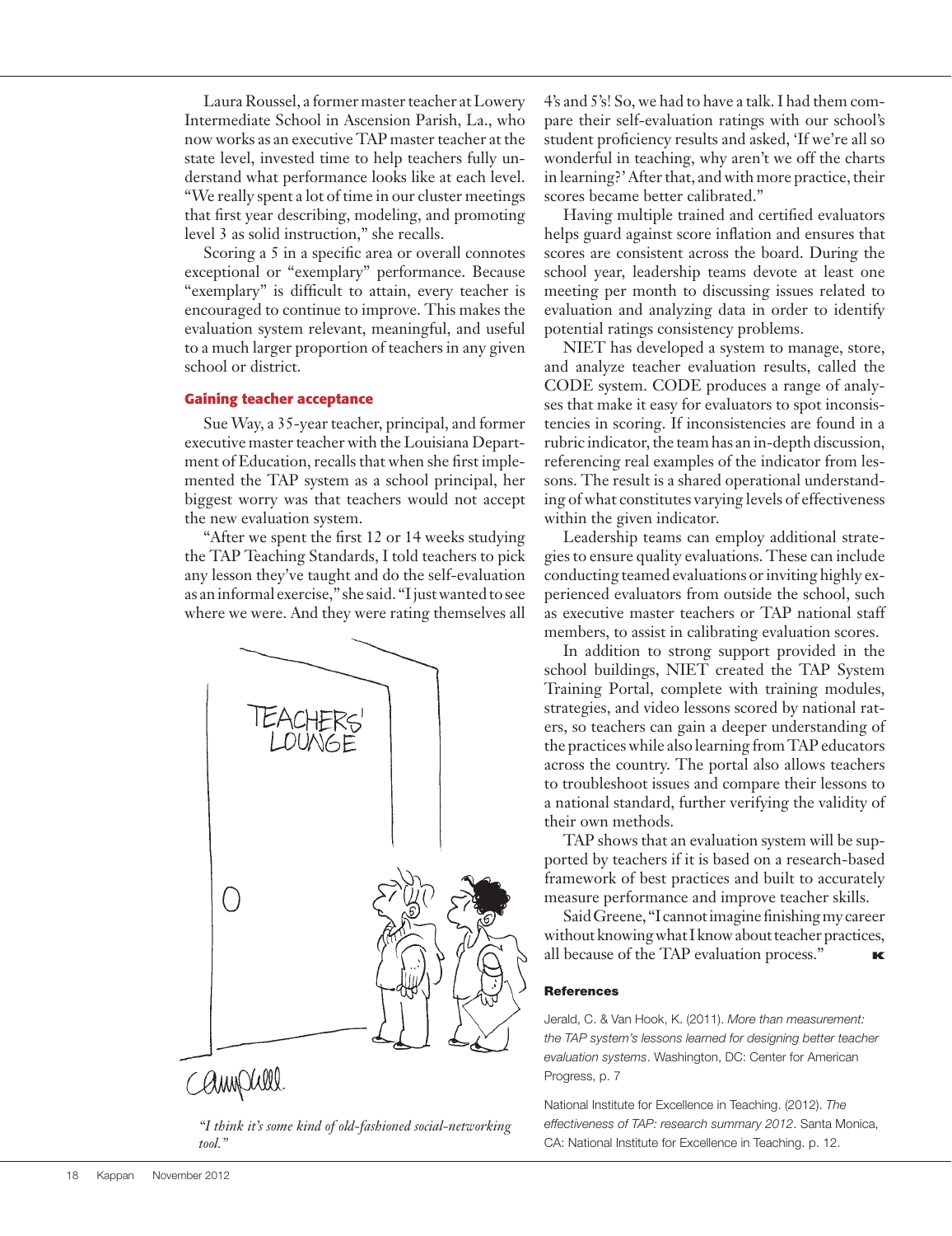Laura Roussel, a former master teacher at Lowery Intermediate School in Ascension Parish, La., who now works as an executive TAP master teacher at the state level, invested time to help teachers fully understand what performance looks like at each level. "We really spent a lot of time in our cluster meetings that first year describing, modeling, and promoting level 3 as solid instruction," she recalls.

Scoring a 5 in a specific area or overall connotes exceptional or "exemplary" performance. Because "exemplary" is difficult to attain, every teacher is encouraged to continue to improve. This makes the evaluation system relevant, meaningful, and useful to a much larger proportion of teachers in any given school or district.

### Gaining teacher acceptance

Sue Way, a 35-year teacher, principal, and former executive master teacher with the Louisiana Department of Education, recalls that when she first implemented the TAP system as a school principal, her biggest worry was that teachers would not accept the new evaluation system.

"After we spent the first 12 or 14 weeks studying the TAP Teaching Standards, I told teachers to pick any lesson they've taught and do the self-evaluation as an informal exercise," she said. "I just wanted to see where we were. And they were rating themselves all 4's and 5's! So, we had to have a talk. I had them compare their self-evaluation ratings with our school's student proficiency results and asked, 'If we're all so wonderful in teaching, why aren't we off the charts in learning?' After that, and with more practice, their scores became better calibrated."

*"I think it's some kind of old-fashioned social-networking tool."*

Having multiple trained and certified evaluators helps guard against score inflation and ensures that scores are consistent across the board. During the school year, leadership teams devote at least one meeting per month to discussing issues related to evaluation and analyzing data in order to identify potential ratings consistency problems.

NIET has developed a system to manage, store, and analyze teacher evaluation results, called the CODE system. CODE produces a range of analyses that make it easy for evaluators to spot inconsistencies in scoring. If inconsistencies are found in a rubric indicator, the team has an in-depth discussion, referencing real examples of the indicator from lessons. The result is a shared operational understanding of what constitutes varying levels of effectiveness within the given indicator.

Leadership teams can employ additional strategies to ensure quality evaluations. These can include conducting teamed evaluations or inviting highly experienced evaluators from outside the school, such as executive master teachers or TAP national staff members, to assist in calibrating evaluation scores.

In addition to strong support provided in the school buildings, NIET created the TAP System Training Portal, complete with training modules, strategies, and video lessons scored by national raters, so teachers can gain a deeper understanding of the practices while also learning from TAP educators across the country. The portal also allows teachers to troubleshoot issues and compare their lessons to a national standard, further verifying the validity of their own methods.

TAP shows that an evaluation system will be supported by teachers if it is based on a research-based framework of best practices and built to accurately measure performance and improve teacher skills.

Said Greene, "I cannot imagine finishing my career without knowing what I know about teacher practices, all because of the TAP evaluation process."

#### References

Jerald, C. & Van Hook, K. (2011). *More than measurement: the TAP system's lessons learned for designing better teacher evaluation systems*. Washington, DC: Center for American Progress, p. 7

National Institute for Excellence in Teaching. (2012). *The effectiveness of TAP: research summary 2012*. Santa Monica, CA: National Institute for Excellence in Teaching. p. 12.